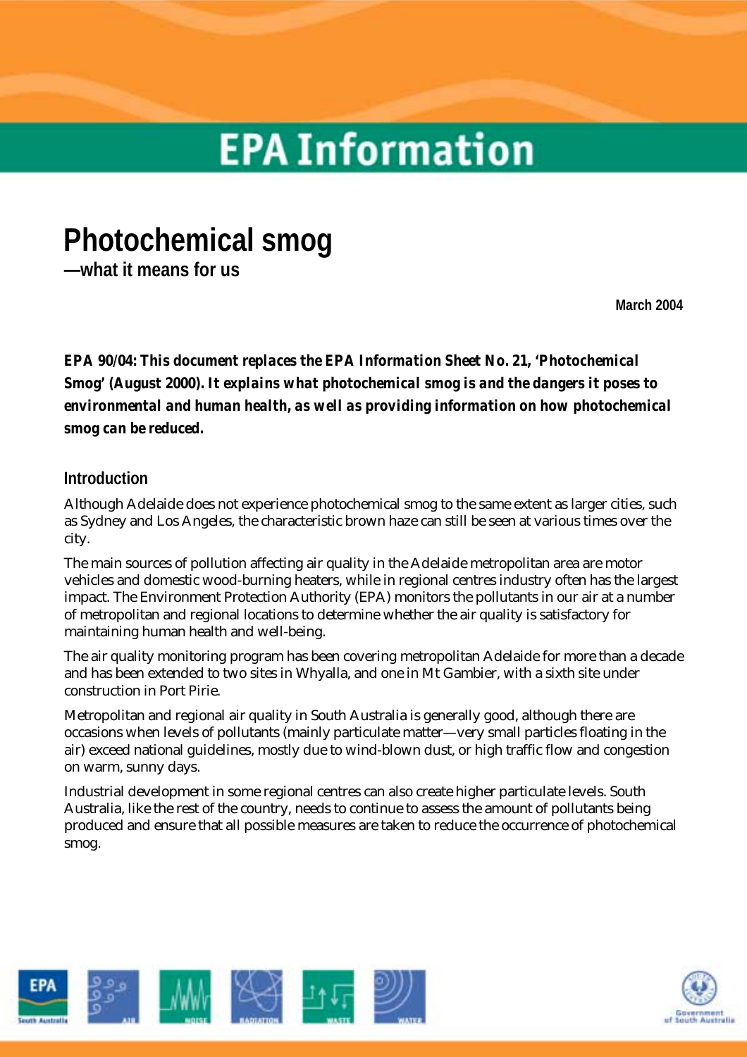# EPA Information

# Photochemical smog

## —what it means for us

**March 2004**

***EPA 90/04: This document replaces the EPA Information Sheet No. 21, 'Photochemical Smog' (August 2000). It explains what photochemical smog is and the dangers it poses to environmental and human health, as well as providing information on how photochemical smog can be reduced.***

### Introduction

Although Adelaide does not experience photochemical smog to the same extent as larger cities, such as Sydney and Los Angeles, the characteristic brown haze can still be seen at various times over the city.

The main sources of pollution affecting air quality in the Adelaide metropolitan area are motor vehicles and domestic wood-burning heaters, while in regional centres industry often has the largest impact. The Environment Protection Authority (EPA) monitors the pollutants in our air at a number of metropolitan and regional locations to determine whether the air quality is satisfactory for maintaining human health and well-being.

The air quality monitoring program has been covering metropolitan Adelaide for more than a decade and has been extended to two sites in Whyalla, and one in Mt Gambier, with a sixth site under construction in Port Pirie.

Metropolitan and regional air quality in South Australia is generally good, although there are occasions when levels of pollutants (mainly particulate matter—very small particles floating in the air) exceed national guidelines, mostly due to wind-blown dust, or high traffic flow and congestion on warm, sunny days.

Industrial development in some regional centres can also create higher particulate levels. South Australia, like the rest of the country, needs to continue to assess the amount of pollutants being produced and ensure that all possible measures are taken to reduce the occurrence of photochemical smog.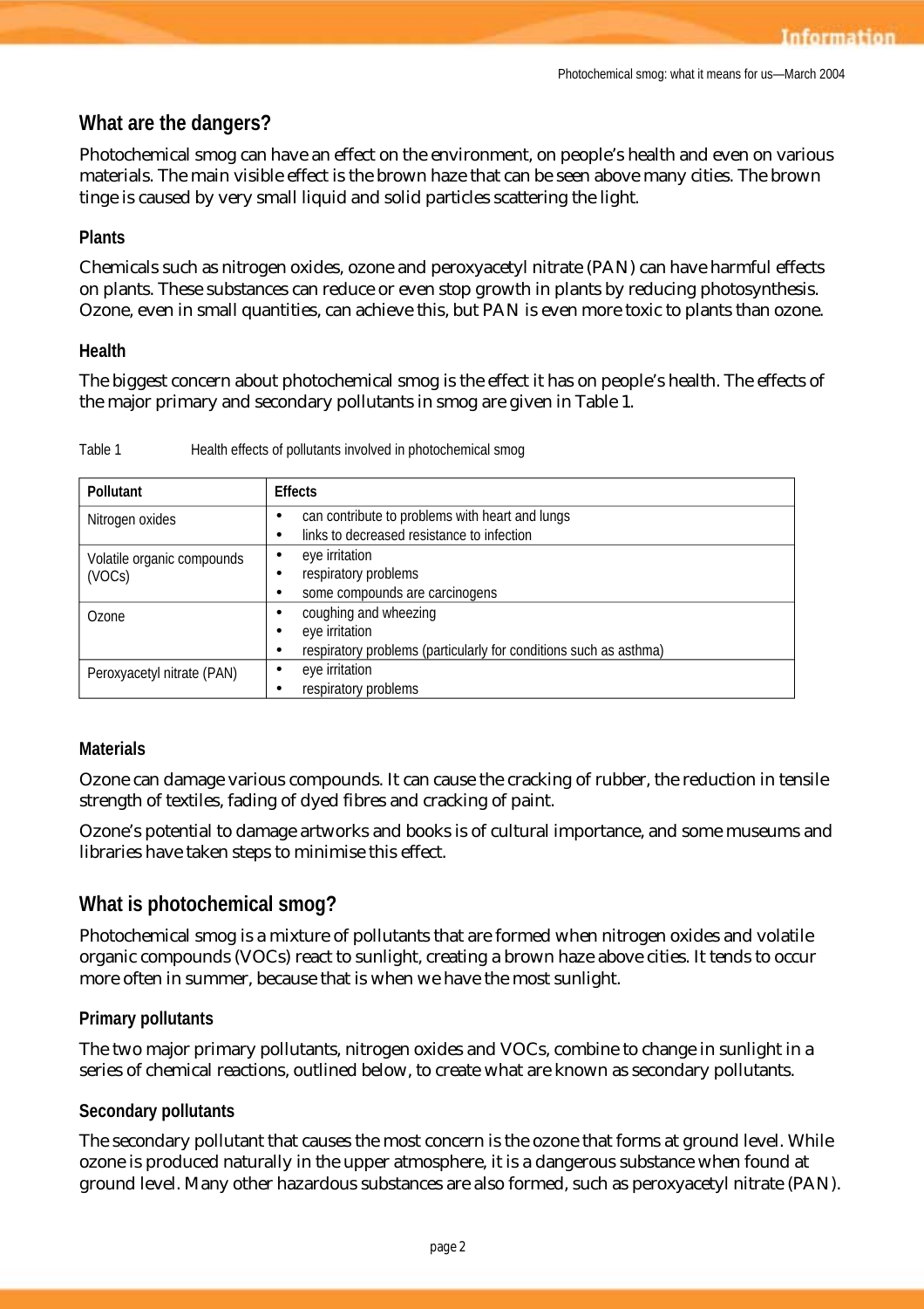## What are the dangers?

Photochemical smog can have an effect on the environment, on people's health and even on various materials. The main visible effect is the brown haze that can be seen above many cities. The brown tinge is caused by very small liquid and solid particles scattering the light.

### Plants

Chemicals such as nitrogen oxides, ozone and peroxyacetyl nitrate (PAN) can have harmful effects on plants. These substances can reduce or even stop growth in plants by reducing photosynthesis. Ozone, even in small quantities, can achieve this, but PAN is even more toxic to plants than ozone.

### Health

The biggest concern about photochemical smog is the effect it has on people's health. The effects of the major primary and secondary pollutants in smog are given in Table 1.

Table 1 Health effects of pollutants involved in photochemical smog

| Pollutant | Effects |
|---|---|
| Nitrogen oxides | • can contribute to problems with heart and lungs<br>• links to decreased resistance to infection |
| Volatile organic compounds (VOCs) | • eye irritation<br>• respiratory problems<br>• some compounds are carcinogens |
| Ozone | • coughing and wheezing<br>• eye irritation<br>• respiratory problems (particularly for conditions such as asthma) |
| Peroxyacetyl nitrate (PAN) | • eye irritation<br>• respiratory problems |

### Materials

Ozone can damage various compounds. It can cause the cracking of rubber, the reduction in tensile strength of textiles, fading of dyed fibres and cracking of paint.

Ozone's potential to damage artworks and books is of cultural importance, and some museums and libraries have taken steps to minimise this effect.

## What is photochemical smog?

Photochemical smog is a mixture of pollutants that are formed when nitrogen oxides and volatile organic compounds (VOCs) react to sunlight, creating a brown haze above cities. It tends to occur more often in summer, because that is when we have the most sunlight.

### Primary pollutants

The two major primary pollutants, nitrogen oxides and VOCs, combine to change in sunlight in a series of chemical reactions, outlined below, to create what are known as secondary pollutants.

### Secondary pollutants

The secondary pollutant that causes the most concern is the ozone that forms at ground level. While ozone is produced naturally in the upper atmosphere, it is a dangerous substance when found at ground level. Many other hazardous substances are also formed, such as peroxyacetyl nitrate (PAN).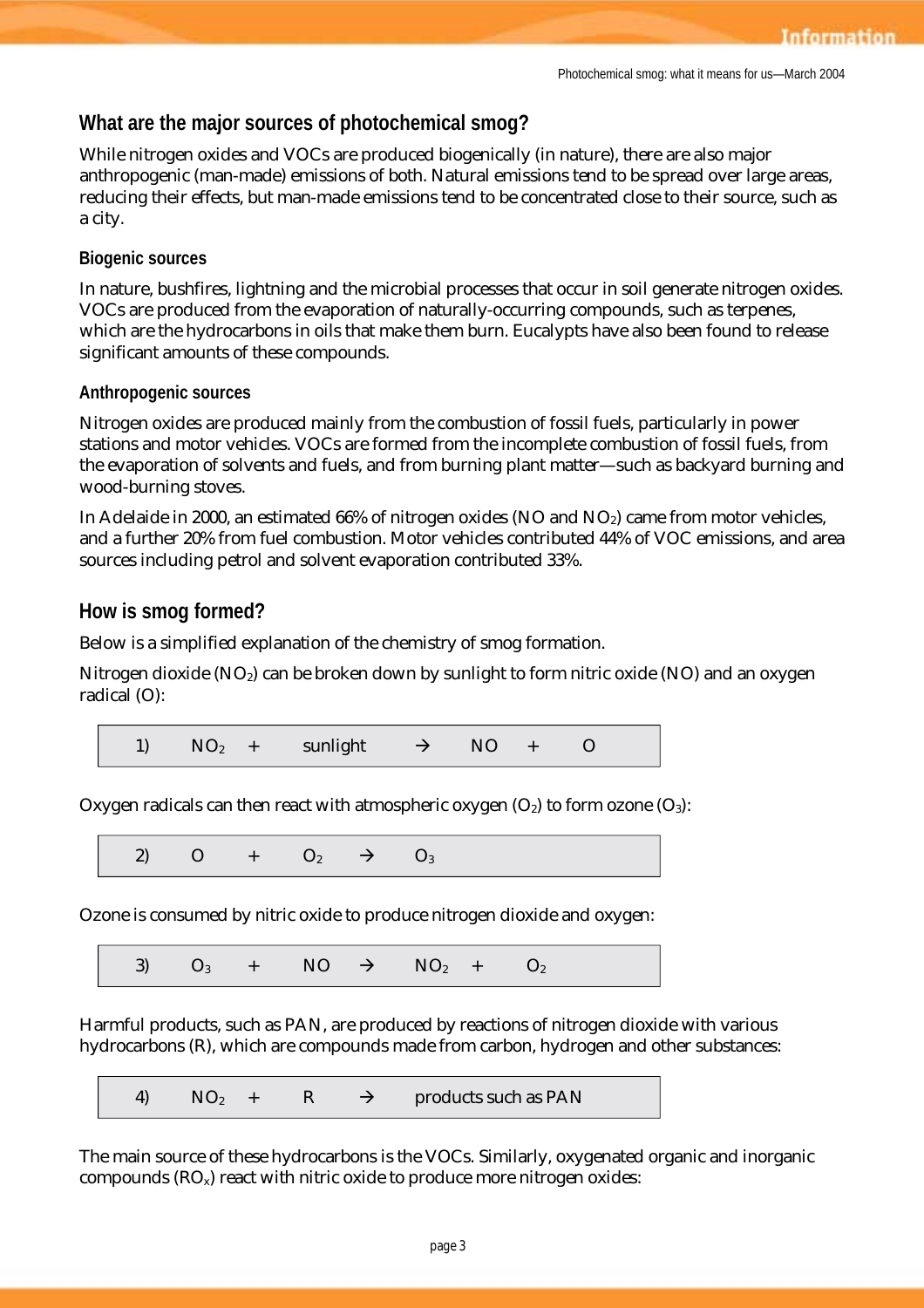## What are the major sources of photochemical smog?

While nitrogen oxides and VOCs are produced biogenically (in nature), there are also major anthropogenic (man-made) emissions of both. Natural emissions tend to be spread over large areas, reducing their effects, but man-made emissions tend to be concentrated close to their source, such as a city.

### Biogenic sources

In nature, bushfires, lightning and the microbial processes that occur in soil generate nitrogen oxides. VOCs are produced from the evaporation of naturally-occurring compounds, such as terpenes, which are the hydrocarbons in oils that make them burn. Eucalypts have also been found to release significant amounts of these compounds.

### Anthropogenic sources

Nitrogen oxides are produced mainly from the combustion of fossil fuels, particularly in power stations and motor vehicles. VOCs are formed from the incomplete combustion of fossil fuels, from the evaporation of solvents and fuels, and from burning plant matter—such as backyard burning and wood-burning stoves.

In Adelaide in 2000, an estimated 66% of nitrogen oxides (NO and $NO_2$) came from motor vehicles, and a further 20% from fuel combustion. Motor vehicles contributed 44% of VOC emissions, and area sources including petrol and solvent evaporation contributed 33%.

## How is smog formed?

Below is a simplified explanation of the chemistry of smog formation.

Nitrogen dioxide ($NO_2$) can be broken down by sunlight to form nitric oxide (NO) and an oxygen radical (O):

$$1) \quad NO_2 + \text{sunlight} \rightarrow NO + O$$

Oxygen radicals can then react with atmospheric oxygen ($O_2$) to form ozone ($O_3$):

$$2) \quad O + O_2 \rightarrow O_3$$

Ozone is consumed by nitric oxide to produce nitrogen dioxide and oxygen:

$$3) \quad O_3 + NO \rightarrow NO_2 + O_2$$

Harmful products, such as PAN, are produced by reactions of nitrogen dioxide with various hydrocarbons (R), which are compounds made from carbon, hydrogen and other substances:

$$4) \quad NO_2 + R \rightarrow \text{products such as PAN}$$

The main source of these hydrocarbons is the VOCs. Similarly, oxygenated organic and inorganic compounds ($RO_x$) react with nitric oxide to produce more nitrogen oxides: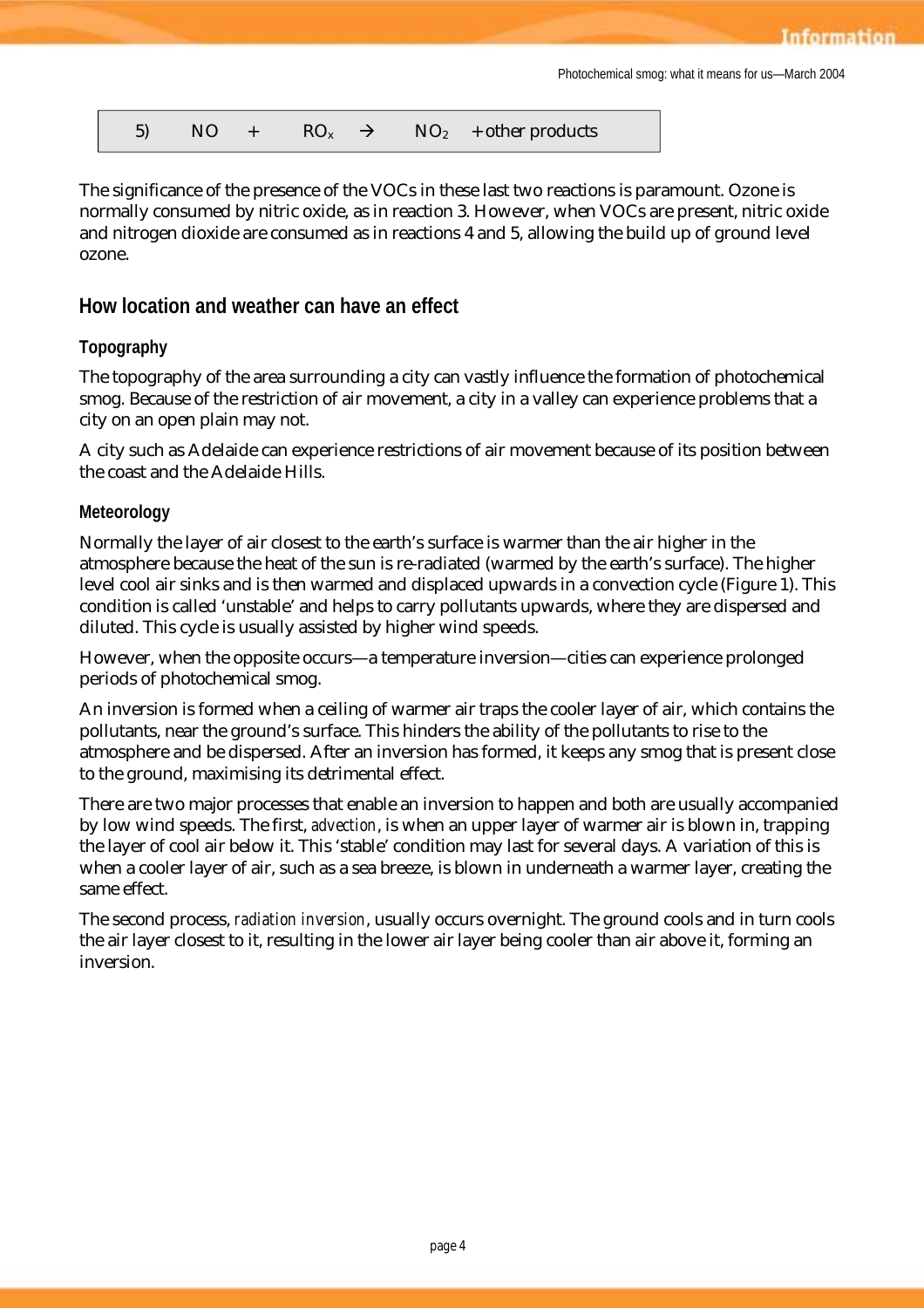| 5) | $NO$ | + | $RO_x$ | $\rightarrow$ | $NO_2$ | + other products |
|---|---|---|---|---|---|---|

The significance of the presence of the VOCs in these last two reactions is paramount. Ozone is normally consumed by nitric oxide, as in reaction 3. However, when VOCs are present, nitric oxide and nitrogen dioxide are consumed as in reactions 4 and 5, allowing the build up of ground level ozone.

## How location and weather can have an effect

### Topography

The topography of the area surrounding a city can vastly influence the formation of photochemical smog. Because of the restriction of air movement, a city in a valley can experience problems that a city on an open plain may not.

A city such as Adelaide can experience restrictions of air movement because of its position between the coast and the Adelaide Hills.

### Meteorology

Normally the layer of air closest to the earth's surface is warmer than the air higher in the atmosphere because the heat of the sun is re-radiated (warmed by the earth's surface). The higher level cool air sinks and is then warmed and displaced upwards in a convection cycle (Figure 1). This condition is called 'unstable' and helps to carry pollutants upwards, where they are dispersed and diluted. This cycle is usually assisted by higher wind speeds.

However, when the opposite occurs—a temperature inversion—cities can experience prolonged periods of photochemical smog.

An inversion is formed when a ceiling of warmer air traps the cooler layer of air, which contains the pollutants, near the ground's surface. This hinders the ability of the pollutants to rise to the atmosphere and be dispersed. After an inversion has formed, it keeps any smog that is present close to the ground, maximising its detrimental effect.

There are two major processes that enable an inversion to happen and both are usually accompanied by low wind speeds. The first, *advection*, is when an upper layer of warmer air is blown in, trapping the layer of cool air below it. This 'stable' condition may last for several days. A variation of this is when a cooler layer of air, such as a sea breeze, is blown in underneath a warmer layer, creating the same effect.

The second process, *radiation inversion*, usually occurs overnight. The ground cools and in turn cools the air layer closest to it, resulting in the lower air layer being cooler than air above it, forming an inversion.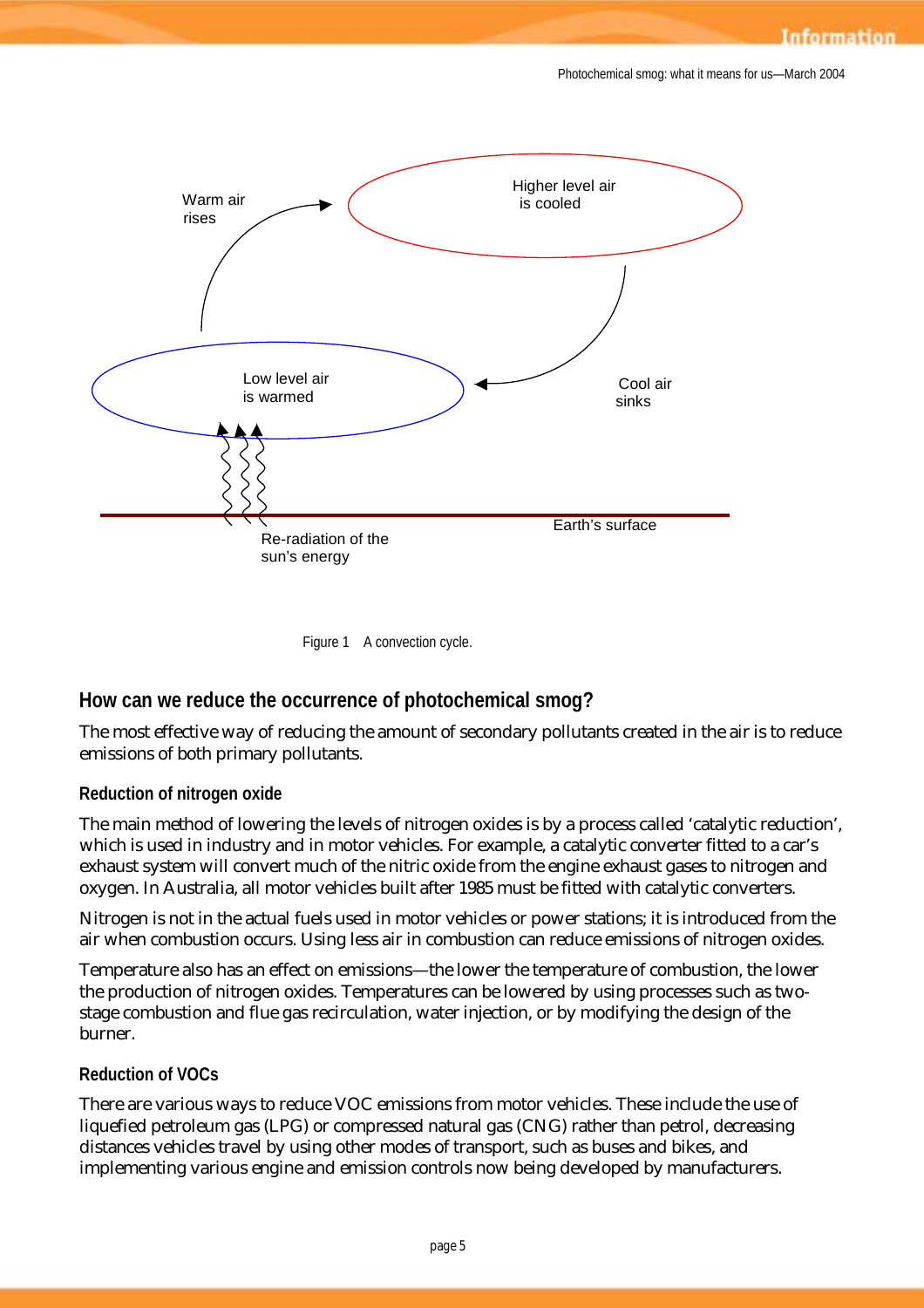Figure 1 A convection cycle.

## How can we reduce the occurrence of photochemical smog?

The most effective way of reducing the amount of secondary pollutants created in the air is to reduce emissions of both primary pollutants.

### Reduction of nitrogen oxide

The main method of lowering the levels of nitrogen oxides is by a process called 'catalytic reduction', which is used in industry and in motor vehicles. For example, a catalytic converter fitted to a car's exhaust system will convert much of the nitric oxide from the engine exhaust gases to nitrogen and oxygen. In Australia, all motor vehicles built after 1985 must be fitted with catalytic converters.

Nitrogen is not in the actual fuels used in motor vehicles or power stations; it is introduced from the air when combustion occurs. Using less air in combustion can reduce emissions of nitrogen oxides.

Temperature also has an effect on emissions—the lower the temperature of combustion, the lower the production of nitrogen oxides. Temperatures can be lowered by using processes such as two-stage combustion and flue gas recirculation, water injection, or by modifying the design of the burner.

### Reduction of VOCs

There are various ways to reduce VOC emissions from motor vehicles. These include the use of liquefied petroleum gas (LPG) or compressed natural gas (CNG) rather than petrol, decreasing distances vehicles travel by using other modes of transport, such as buses and bikes, and implementing various engine and emission controls now being developed by manufacturers.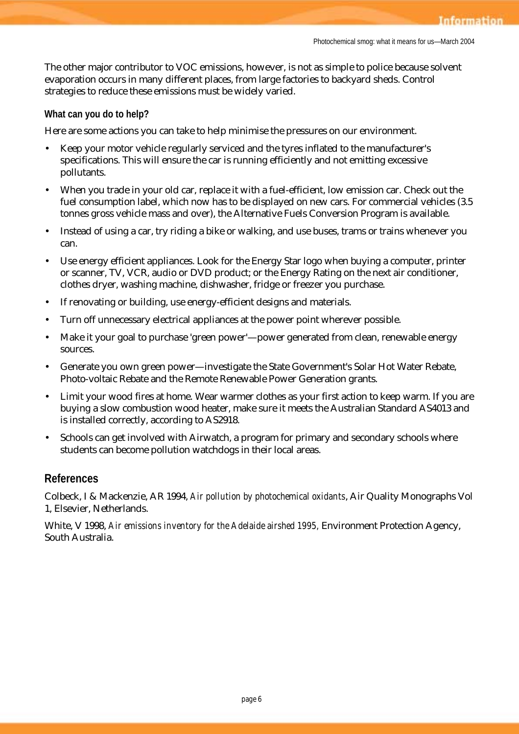The other major contributor to VOC emissions, however, is not as simple to police because solvent evaporation occurs in many different places, from large factories to backyard sheds. Control strategies to reduce these emissions must be widely varied.

### What can you do to help?

Here are some actions you can take to help minimise the pressures on our environment.

- Keep your motor vehicle regularly serviced and the tyres inflated to the manufacturer's specifications. This will ensure the car is running efficiently and not emitting excessive pollutants.
- When you trade in your old car, replace it with a fuel-efficient, low emission car. Check out the fuel consumption label, which now has to be displayed on new cars. For commercial vehicles (3.5 tonnes gross vehicle mass and over), the Alternative Fuels Conversion Program is available.
- Instead of using a car, try riding a bike or walking, and use buses, trams or trains whenever you can.
- Use energy efficient appliances. Look for the Energy Star logo when buying a computer, printer or scanner, TV, VCR, audio or DVD product; or the Energy Rating on the next air conditioner, clothes dryer, washing machine, dishwasher, fridge or freezer you purchase.
- If renovating or building, use energy-efficient designs and materials.
- Turn off unnecessary electrical appliances at the power point wherever possible.
- Make it your goal to purchase 'green power'—power generated from clean, renewable energy sources.
- Generate you own green power—investigate the State Government's Solar Hot Water Rebate, Photo-voltaic Rebate and the Remote Renewable Power Generation grants.
- Limit your wood fires at home. Wear warmer clothes as your first action to keep warm. If you are buying a slow combustion wood heater, make sure it meets the Australian Standard AS4013 and is installed correctly, according to AS2918.
- Schools can get involved with Airwatch, a program for primary and secondary schools where students can become pollution watchdogs in their local areas.

## References

Colbeck, I & Mackenzie, AR 1994, *Air pollution by photochemical oxidants*, Air Quality Monographs Vol 1, Elsevier, Netherlands.

White, V 1998, *Air emissions inventory for the Adelaide airshed 1995,* Environment Protection Agency, South Australia.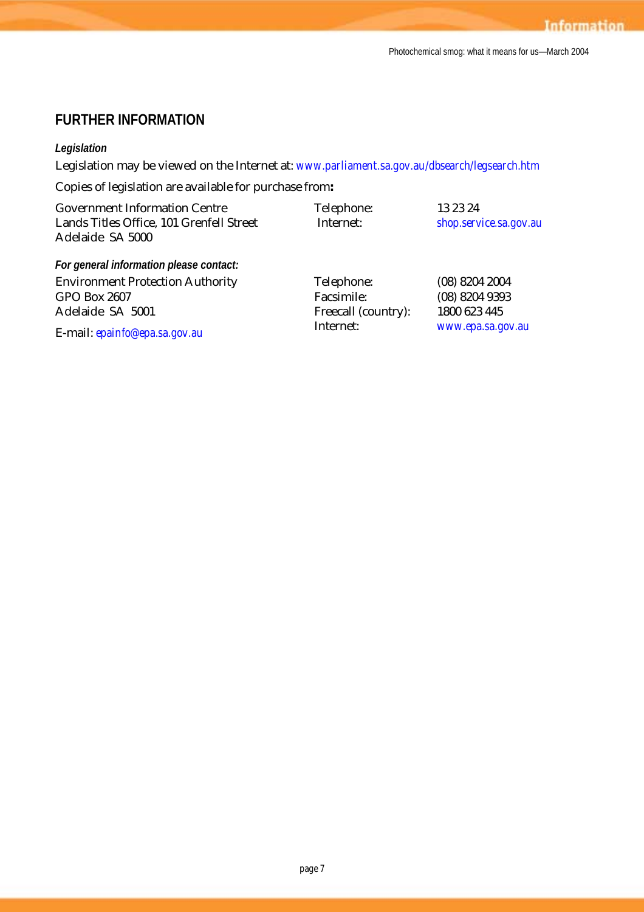## FURTHER INFORMATION

***Legislation***

Legislation may be viewed on the Internet at: www.parliament.sa.gov.au/dbsearch/legsearch.htm

Copies of legislation are available for purchase from**:**

| | | |
|---|---|---|
| Government Information Centre<br>Lands Titles Office, 101 Grenfell Street<br>Adelaide SA 5000 | Telephone:<br>Internet: | 13 23 24<br>shop.service.sa.gov.au |

***For general information please contact:***

| | | |
|---|---|---|
| Environment Protection Authority<br>GPO Box 2607<br>Adelaide SA 5001<br>E-mail: epainfo@epa.sa.gov.au | Telephone:<br>Facsimile:<br>Freecall (country):<br>Internet: | (08) 8204 2004<br>(08) 8204 9393<br>1800 623 445<br>www.epa.sa.gov.au |